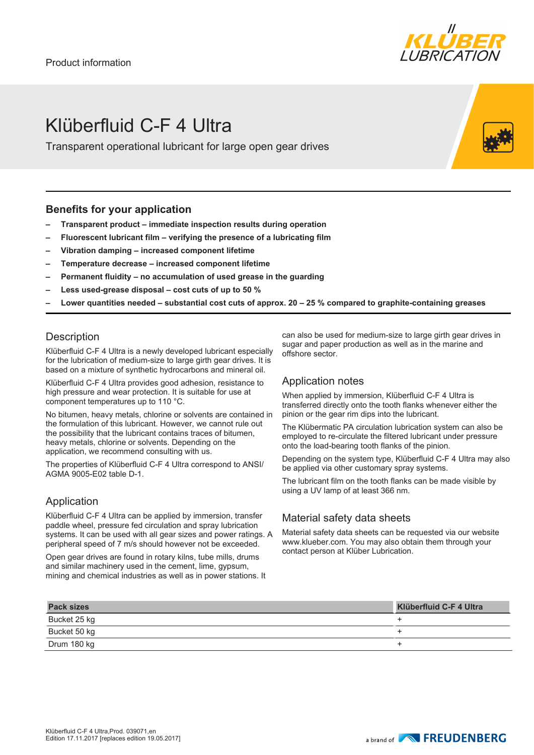Product information

# Klüberfluid C-F 4 Ultra

Transparent operational lubricant for large open gear drives

## Benefits for your application

- **Transparent product – immediate inspection results during operation**
- **Fluorescent lubricant film – verifying the presence of a lubricating film**
- **Vibration damping – increased component lifetime**
- **Temperature decrease – increased component lifetime**
- **Permanent fluidity – no accumulation of used grease in the guarding**
- **Less used-grease disposal – cost cuts of up to 50 %**
- **Lower quantities needed – substantial cost cuts of approx. 20 – 25 % compared to graphite-containing greases**

## Description

Klüberfluid C-F 4 Ultra is a newly developed lubricant especially for the lubrication of medium-size to large girth gear drives. It is based on a mixture of synthetic hydrocarbons and mineral oil.

Klüberfluid C-F 4 Ultra provides good adhesion, resistance to high pressure and wear protection. It is suitable for use at component temperatures up to 110 °C.

No bitumen, heavy metals, chlorine or solvents are contained in the formulation of this lubricant. However, we cannot rule out the possibility that the lubricant contains traces of bitumen, heavy metals, chlorine or solvents. Depending on the application, we recommend consulting with us.

The properties of Klüberfluid C-F 4 Ultra correspond to ANSI/ AGMA 9005-E02 table D-1.

## Application

Klüberfluid C-F 4 Ultra can be applied by immersion, transfer paddle wheel, pressure fed circulation and spray lubrication systems. It can be used with all gear sizes and power ratings. A peripheral speed of 7 m/s should however not be exceeded.

Open gear drives are found in rotary kilns, tube mills, drums and similar machinery used in the cement, lime, gypsum, mining and chemical industries as well as in power stations. It can also be used for medium-size to large girth gear drives in sugar and paper production as well as in the marine and offshore sector.

## Application notes

When applied by immersion, Klüberfluid C-F 4 Ultra is transferred directly onto the tooth flanks whenever either the pinion or the gear rim dips into the lubricant.

The Klübermatic PA circulation lubrication system can also be employed to re-circulate the filtered lubricant under pressure onto the load-bearing tooth flanks of the pinion.

Depending on the system type, Klüberfluid C-F 4 Ultra may also be applied via other customary spray systems.

The lubricant film on the tooth flanks can be made visible by using a UV lamp of at least 366 nm.

## Material safety data sheets

Material safety data sheets can be requested via our website www.klueber.com. You may also obtain them through your contact person at Klüber Lubrication.

| Pack sizes | Klüberfluid C-F 4 Ultra |
|---|---|
| Bucket 25 kg | + |
| Bucket 50 kg | + |
| Drum 180 kg | + |

Klüberfluid C-F 4 Ultra,Prod. 039071,en
Edition 17.11.2017 [replaces edition 19.05.2017]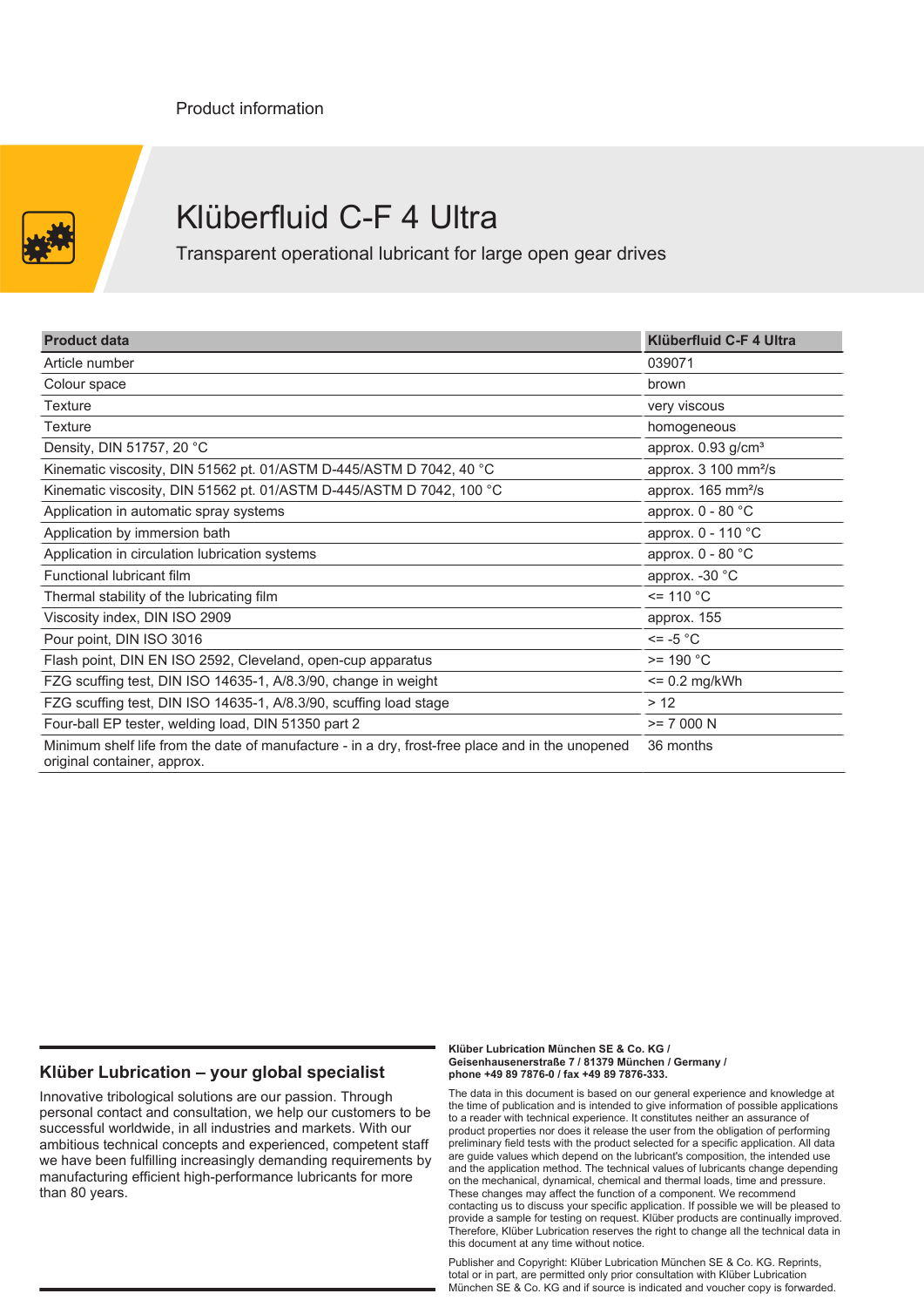Product information

# Klüberfluid C-F 4 Ultra

Transparent operational lubricant for large open gear drives

| Product data | Klüberfluid C-F 4 Ultra |
|---|---|
| Article number | 039071 |
| Colour space | brown |
| Texture | very viscous |
| Texture | homogeneous |
| Density, DIN 51757, 20 °C | approx. 0.93 g/cm³ |
| Kinematic viscosity, DIN 51562 pt. 01/ASTM D-445/ASTM D 7042, 40 °C | approx. 3 100 mm²/s |
| Kinematic viscosity, DIN 51562 pt. 01/ASTM D-445/ASTM D 7042, 100 °C | approx. 165 mm²/s |
| Application in automatic spray systems | approx. 0 - 80 °C |
| Application by immersion bath | approx. 0 - 110 °C |
| Application in circulation lubrication systems | approx. 0 - 80 °C |
| Functional lubricant film | approx. -30 °C |
| Thermal stability of the lubricating film | <= 110 °C |
| Viscosity index, DIN ISO 2909 | approx. 155 |
| Pour point, DIN ISO 3016 | <= -5 °C |
| Flash point, DIN EN ISO 2592, Cleveland, open-cup apparatus | >= 190 °C |
| FZG scuffing test, DIN ISO 14635-1, A/8.3/90, change in weight | <= 0.2 mg/kWh |
| FZG scuffing test, DIN ISO 14635-1, A/8.3/90, scuffing load stage | > 12 |
| Four-ball EP tester, welding load, DIN 51350 part 2 | >= 7 000 N |
| Minimum shelf life from the date of manufacture - in a dry, frost-free place and in the unopened original container, approx. | 36 months |

## Klüber Lubrication – your global specialist

Innovative tribological solutions are our passion. Through personal contact and consultation, we help our customers to be successful worldwide, in all industries and markets. With our ambitious technical concepts and experienced, competent staff we have been fulfilling increasingly demanding requirements by manufacturing efficient high-performance lubricants for more than 80 years.

**Klüber Lubrication München SE & Co. KG / Geisenhausenerstraße 7 / 81379 München / Germany / phone +49 89 7876-0 / fax +49 89 7876-333.**

The data in this document is based on our general experience and knowledge at the time of publication and is intended to give information of possible applications to a reader with technical experience. It constitutes neither an assurance of product properties nor does it release the user from the obligation of performing preliminary field tests with the product selected for a specific application. All data are guide values which depend on the lubricant's composition, the intended use and the application method. The technical values of lubricants change depending on the mechanical, dynamical, chemical and thermal loads, time and pressure. These changes may affect the function of a component. We recommend contacting us to discuss your specific application. If possible we will be pleased to provide a sample for testing on request. Klüber products are continually improved. Therefore, Klüber Lubrication reserves the right to change all the technical data in this document at any time without notice.

Publisher and Copyright: Klüber Lubrication München SE & Co. KG. Reprints, total or in part, are permitted only prior consultation with Klüber Lubrication München SE & Co. KG and if source is indicated and voucher copy is forwarded.